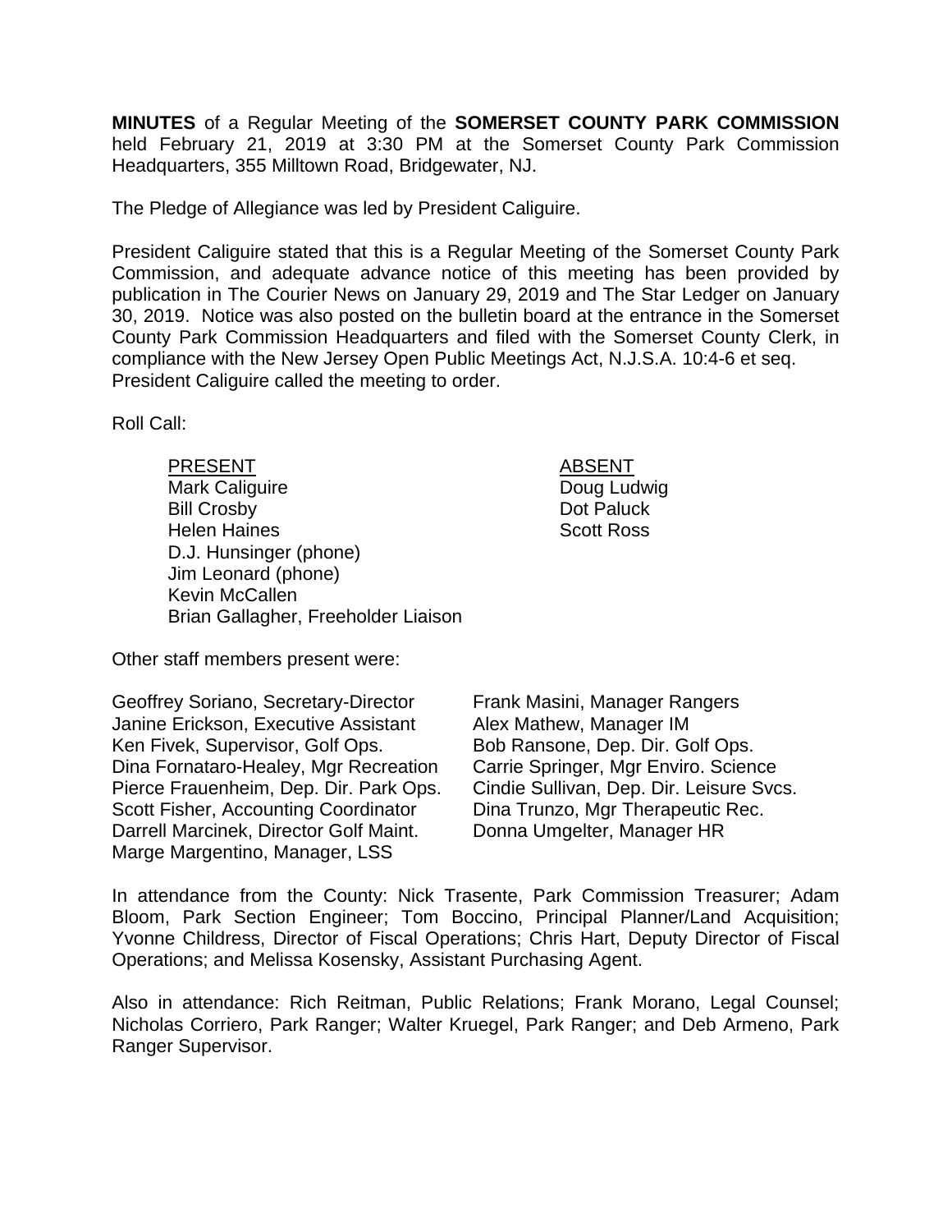**MINUTES** of a Regular Meeting of the **SOMERSET COUNTY PARK COMMISSION** held February 21, 2019 at 3:30 PM at the Somerset County Park Commission Headquarters, 355 Milltown Road, Bridgewater, NJ.

The Pledge of Allegiance was led by President Caliguire.

President Caliguire stated that this is a Regular Meeting of the Somerset County Park Commission, and adequate advance notice of this meeting has been provided by publication in The Courier News on January 29, 2019 and The Star Ledger on January 30, 2019. Notice was also posted on the bulletin board at the entrance in the Somerset County Park Commission Headquarters and filed with the Somerset County Clerk, in compliance with the New Jersey Open Public Meetings Act, N.J.S.A. 10:4-6 et seq. President Caliguire called the meeting to order.

Roll Call:

| PRESENT | ABSENT |
|---|---|
| Mark Caliguire | Doug Ludwig |
| Bill Crosby | Dot Paluck |
| Helen Haines | Scott Ross |
| D.J. Hunsinger (phone) | |
| Jim Leonard (phone) | |
| Kevin McCallen | |
| Brian Gallagher, Freeholder Liaison | |

Other staff members present were:

Geoffrey Soriano, Secretary-Director
Janine Erickson, Executive Assistant
Ken Fivek, Supervisor, Golf Ops.
Dina Fornataro-Healey, Mgr Recreation
Pierce Frauenheim, Dep. Dir. Park Ops.
Scott Fisher, Accounting Coordinator
Darrell Marcinek, Director Golf Maint.
Marge Margentino, Manager, LSS
Frank Masini, Manager Rangers
Alex Mathew, Manager IM
Bob Ransone, Dep. Dir. Golf Ops.
Carrie Springer, Mgr Enviro. Science
Cindie Sullivan, Dep. Dir. Leisure Svcs.
Dina Trunzo, Mgr Therapeutic Rec.
Donna Umgelter, Manager HR

In attendance from the County: Nick Trasente, Park Commission Treasurer; Adam Bloom, Park Section Engineer; Tom Boccino, Principal Planner/Land Acquisition; Yvonne Childress, Director of Fiscal Operations; Chris Hart, Deputy Director of Fiscal Operations; and Melissa Kosensky, Assistant Purchasing Agent.

Also in attendance: Rich Reitman, Public Relations; Frank Morano, Legal Counsel; Nicholas Corriero, Park Ranger; Walter Kruegel, Park Ranger; and Deb Armeno, Park Ranger Supervisor.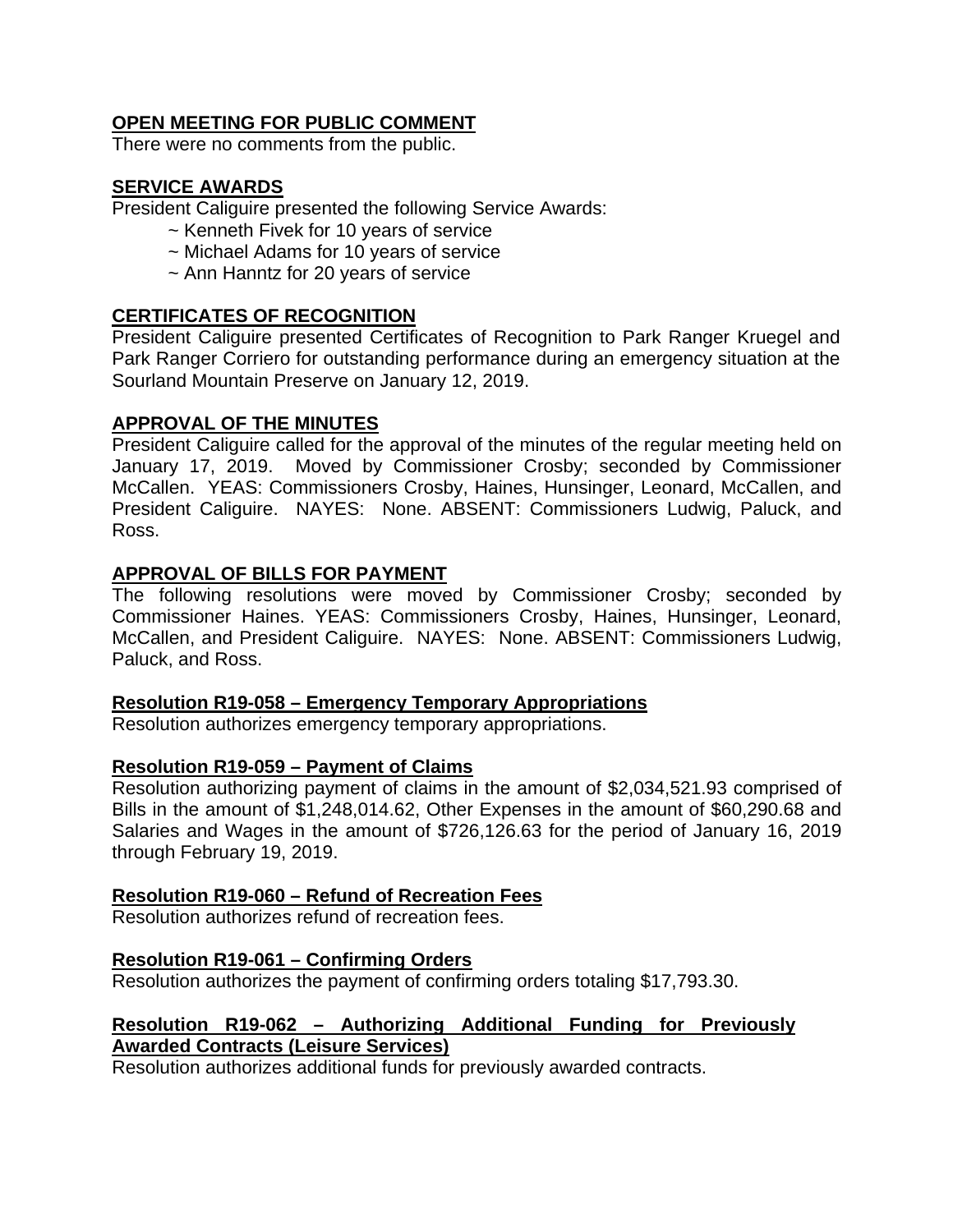## OPEN MEETING FOR PUBLIC COMMENT

There were no comments from the public.

## SERVICE AWARDS

President Caliguire presented the following Service Awards:

~ Kenneth Fivek for 10 years of service
~ Michael Adams for 10 years of service
~ Ann Hanntz for 20 years of service

## CERTIFICATES OF RECOGNITION

President Caliguire presented Certificates of Recognition to Park Ranger Kruegel and Park Ranger Corriero for outstanding performance during an emergency situation at the Sourland Mountain Preserve on January 12, 2019.

## APPROVAL OF THE MINUTES

President Caliguire called for the approval of the minutes of the regular meeting held on January 17, 2019. Moved by Commissioner Crosby; seconded by Commissioner McCallen. YEAS: Commissioners Crosby, Haines, Hunsinger, Leonard, McCallen, and President Caliguire. NAYES: None. ABSENT: Commissioners Ludwig, Paluck, and Ross.

## APPROVAL OF BILLS FOR PAYMENT

The following resolutions were moved by Commissioner Crosby; seconded by Commissioner Haines. YEAS: Commissioners Crosby, Haines, Hunsinger, Leonard, McCallen, and President Caliguire. NAYES: None. ABSENT: Commissioners Ludwig, Paluck, and Ross.

### Resolution R19-058 – Emergency Temporary Appropriations

Resolution authorizes emergency temporary appropriations.

### Resolution R19-059 – Payment of Claims

Resolution authorizing payment of claims in the amount of $2,034,521.93 comprised of Bills in the amount of $1,248,014.62, Other Expenses in the amount of $60,290.68 and Salaries and Wages in the amount of $726,126.63 for the period of January 16, 2019 through February 19, 2019.

### Resolution R19-060 – Refund of Recreation Fees

Resolution authorizes refund of recreation fees.

### Resolution R19-061 – Confirming Orders

Resolution authorizes the payment of confirming orders totaling $17,793.30.

### Resolution R19-062 – Authorizing Additional Funding for Previously Awarded Contracts (Leisure Services)

Resolution authorizes additional funds for previously awarded contracts.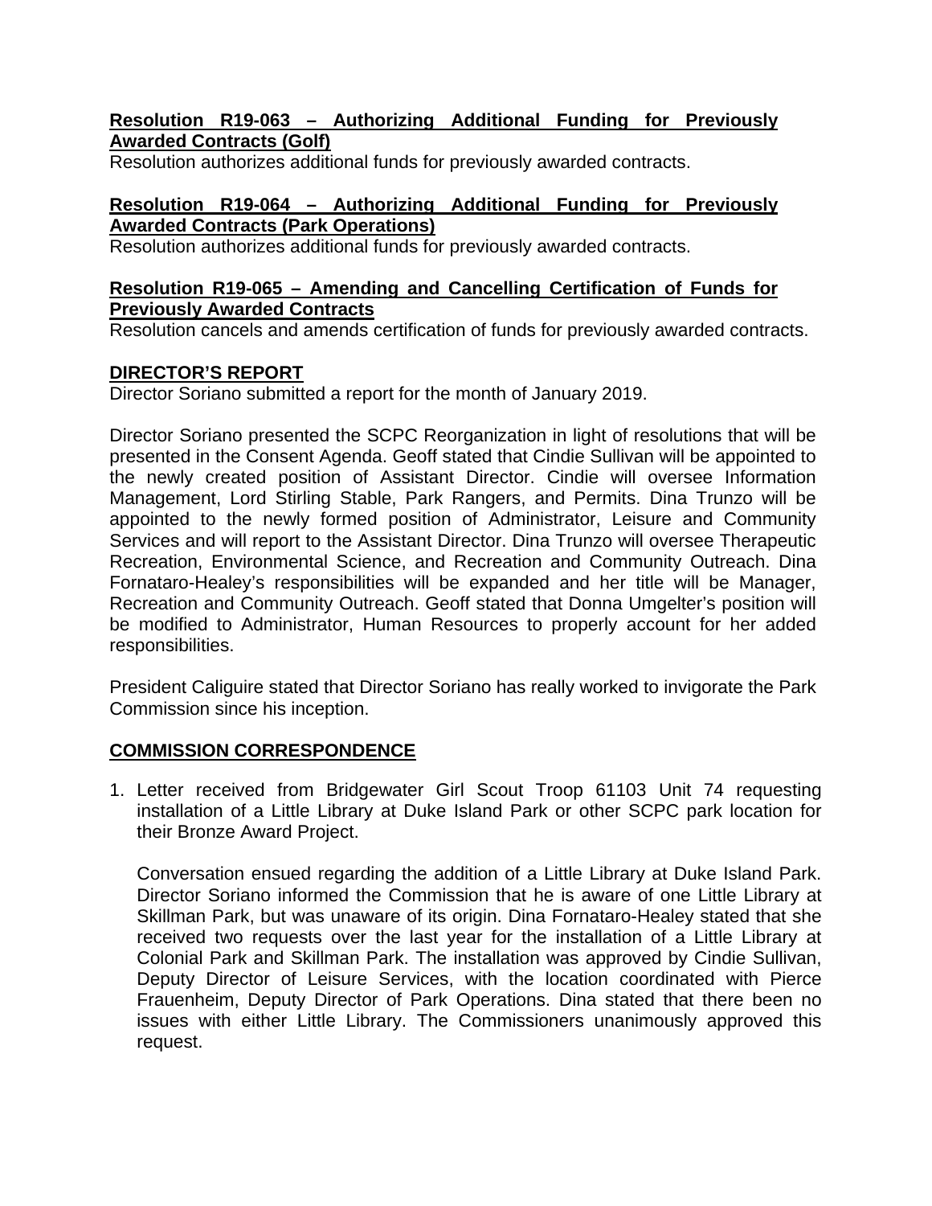**Resolution R19-063 – Authorizing Additional Funding for Previously Awarded Contracts (Golf)**
Resolution authorizes additional funds for previously awarded contracts.

**Resolution R19-064 – Authorizing Additional Funding for Previously Awarded Contracts (Park Operations)**
Resolution authorizes additional funds for previously awarded contracts.

**Resolution R19-065 – Amending and Cancelling Certification of Funds for Previously Awarded Contracts**
Resolution cancels and amends certification of funds for previously awarded contracts.

**DIRECTOR'S REPORT**
Director Soriano submitted a report for the month of January 2019.

Director Soriano presented the SCPC Reorganization in light of resolutions that will be presented in the Consent Agenda. Geoff stated that Cindie Sullivan will be appointed to the newly created position of Assistant Director. Cindie will oversee Information Management, Lord Stirling Stable, Park Rangers, and Permits. Dina Trunzo will be appointed to the newly formed position of Administrator, Leisure and Community Services and will report to the Assistant Director. Dina Trunzo will oversee Therapeutic Recreation, Environmental Science, and Recreation and Community Outreach. Dina Fornataro-Healey's responsibilities will be expanded and her title will be Manager, Recreation and Community Outreach. Geoff stated that Donna Umgelter's position will be modified to Administrator, Human Resources to properly account for her added responsibilities.

President Caliguire stated that Director Soriano has really worked to invigorate the Park Commission since his inception.

**COMMISSION CORRESPONDENCE**

1. Letter received from Bridgewater Girl Scout Troop 61103 Unit 74 requesting installation of a Little Library at Duke Island Park or other SCPC park location for their Bronze Award Project.

   Conversation ensued regarding the addition of a Little Library at Duke Island Park. Director Soriano informed the Commission that he is aware of one Little Library at Skillman Park, but was unaware of its origin. Dina Fornataro-Healey stated that she received two requests over the last year for the installation of a Little Library at Colonial Park and Skillman Park. The installation was approved by Cindie Sullivan, Deputy Director of Leisure Services, with the location coordinated with Pierce Frauenheim, Deputy Director of Park Operations. Dina stated that there been no issues with either Little Library. The Commissioners unanimously approved this request.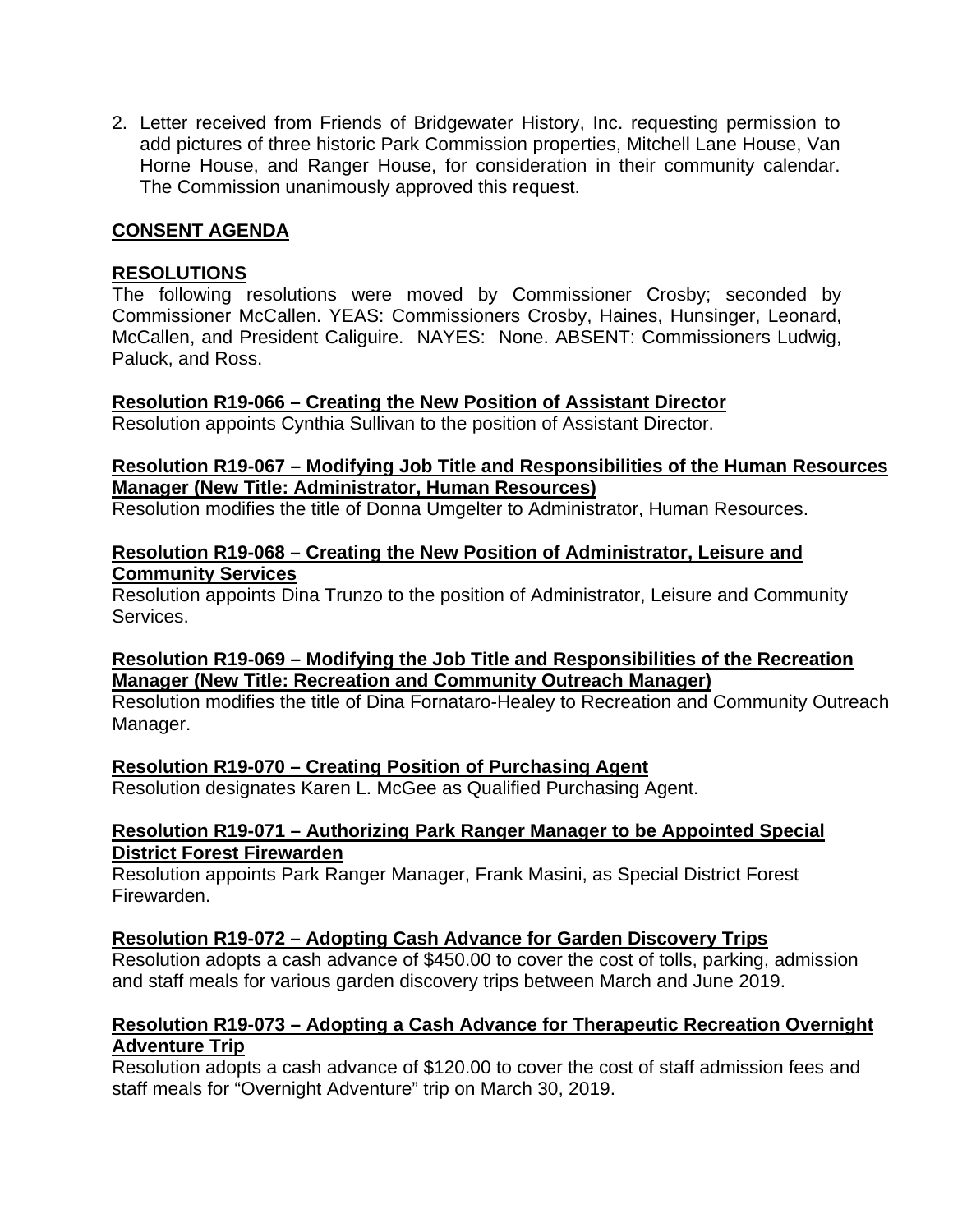2. Letter received from Friends of Bridgewater History, Inc. requesting permission to add pictures of three historic Park Commission properties, Mitchell Lane House, Van Horne House, and Ranger House, for consideration in their community calendar. The Commission unanimously approved this request.

## CONSENT AGENDA

## RESOLUTIONS

The following resolutions were moved by Commissioner Crosby; seconded by Commissioner McCallen. YEAS: Commissioners Crosby, Haines, Hunsinger, Leonard, McCallen, and President Caliguire. NAYES: None. ABSENT: Commissioners Ludwig, Paluck, and Ross.

**Resolution R19-066 – Creating the New Position of Assistant Director**

Resolution appoints Cynthia Sullivan to the position of Assistant Director.

**Resolution R19-067 – Modifying Job Title and Responsibilities of the Human Resources Manager (New Title: Administrator, Human Resources)**

Resolution modifies the title of Donna Umgelter to Administrator, Human Resources.

**Resolution R19-068 – Creating the New Position of Administrator, Leisure and Community Services**

Resolution appoints Dina Trunzo to the position of Administrator, Leisure and Community Services.

**Resolution R19-069 – Modifying the Job Title and Responsibilities of the Recreation Manager (New Title: Recreation and Community Outreach Manager)**

Resolution modifies the title of Dina Fornataro-Healey to Recreation and Community Outreach Manager.

**Resolution R19-070 – Creating Position of Purchasing Agent**

Resolution designates Karen L. McGee as Qualified Purchasing Agent.

**Resolution R19-071 – Authorizing Park Ranger Manager to be Appointed Special District Forest Firewarden**

Resolution appoints Park Ranger Manager, Frank Masini, as Special District Forest Firewarden.

**Resolution R19-072 – Adopting Cash Advance for Garden Discovery Trips**

Resolution adopts a cash advance of $450.00 to cover the cost of tolls, parking, admission and staff meals for various garden discovery trips between March and June 2019.

**Resolution R19-073 – Adopting a Cash Advance for Therapeutic Recreation Overnight Adventure Trip**

Resolution adopts a cash advance of $120.00 to cover the cost of staff admission fees and staff meals for "Overnight Adventure" trip on March 30, 2019.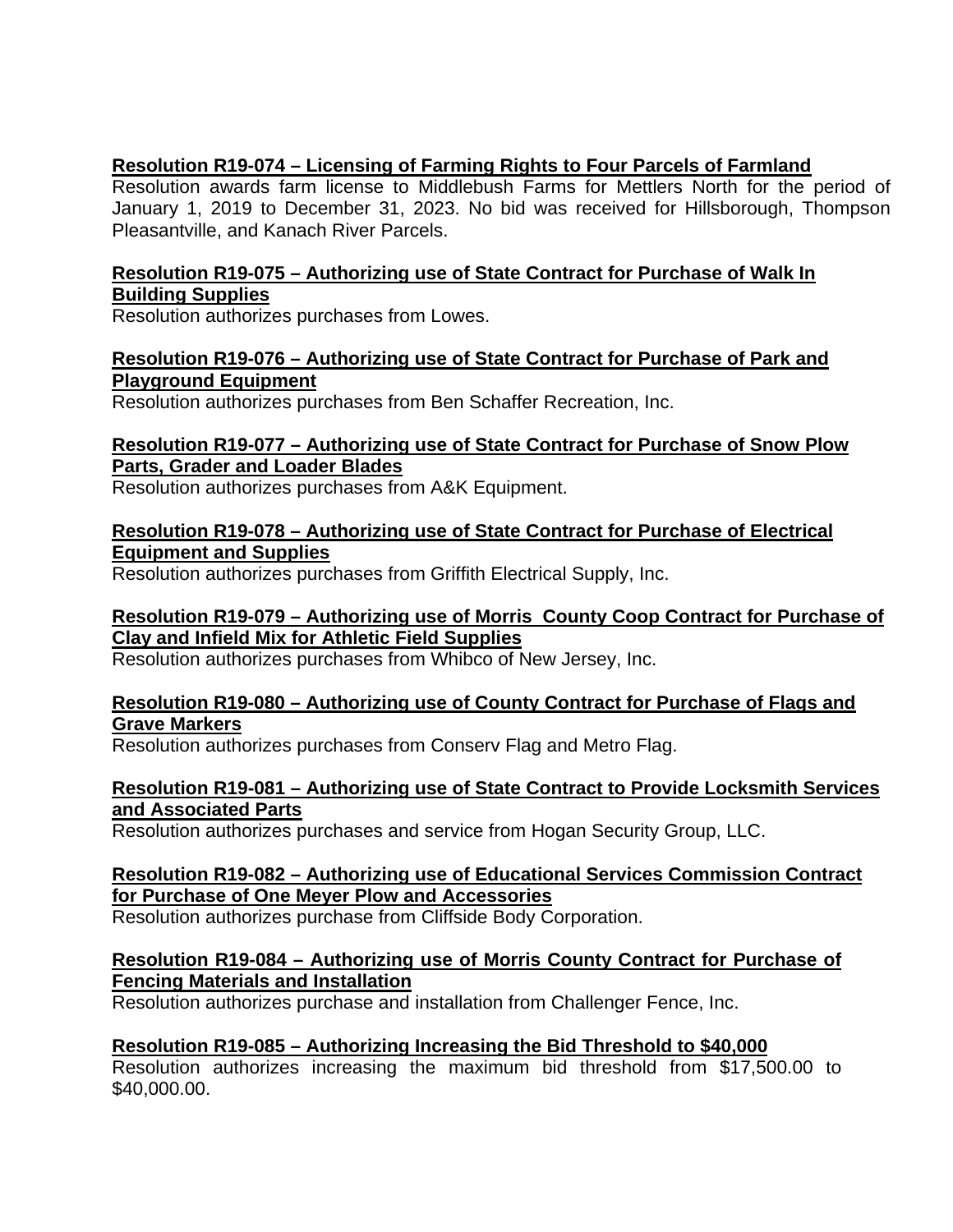**Resolution R19-074 – Licensing of Farming Rights to Four Parcels of Farmland**
Resolution awards farm license to Middlebush Farms for Mettlers North for the period of January 1, 2019 to December 31, 2023. No bid was received for Hillsborough, Thompson Pleasantville, and Kanach River Parcels.

**Resolution R19-075 – Authorizing use of State Contract for Purchase of Walk In Building Supplies**
Resolution authorizes purchases from Lowes.

**Resolution R19-076 – Authorizing use of State Contract for Purchase of Park and Playground Equipment**
Resolution authorizes purchases from Ben Schaffer Recreation, Inc.

**Resolution R19-077 – Authorizing use of State Contract for Purchase of Snow Plow Parts, Grader and Loader Blades**
Resolution authorizes purchases from A&K Equipment.

**Resolution R19-078 – Authorizing use of State Contract for Purchase of Electrical Equipment and Supplies**
Resolution authorizes purchases from Griffith Electrical Supply, Inc.

**Resolution R19-079 – Authorizing use of Morris County Coop Contract for Purchase of Clay and Infield Mix for Athletic Field Supplies**
Resolution authorizes purchases from Whibco of New Jersey, Inc.

**Resolution R19-080 – Authorizing use of County Contract for Purchase of Flags and Grave Markers**
Resolution authorizes purchases from Conserv Flag and Metro Flag.

**Resolution R19-081 – Authorizing use of State Contract to Provide Locksmith Services and Associated Parts**
Resolution authorizes purchases and service from Hogan Security Group, LLC.

**Resolution R19-082 – Authorizing use of Educational Services Commission Contract for Purchase of One Meyer Plow and Accessories**
Resolution authorizes purchase from Cliffside Body Corporation.

**Resolution R19-084 – Authorizing use of Morris County Contract for Purchase of Fencing Materials and Installation**
Resolution authorizes purchase and installation from Challenger Fence, Inc.

**Resolution R19-085 – Authorizing Increasing the Bid Threshold to $40,000**
Resolution authorizes increasing the maximum bid threshold from $17,500.00 to $40,000.00.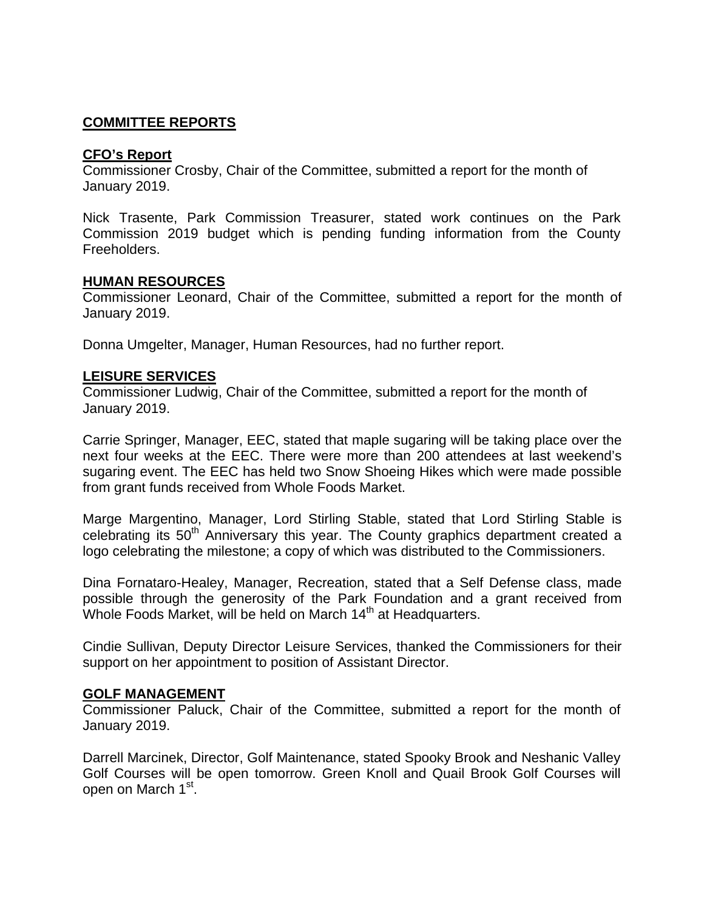## COMMITTEE REPORTS

### CFO's Report

Commissioner Crosby, Chair of the Committee, submitted a report for the month of January 2019.

Nick Trasente, Park Commission Treasurer, stated work continues on the Park Commission 2019 budget which is pending funding information from the County Freeholders.

### HUMAN RESOURCES

Commissioner Leonard, Chair of the Committee, submitted a report for the month of January 2019.

Donna Umgelter, Manager, Human Resources, had no further report.

### LEISURE SERVICES

Commissioner Ludwig, Chair of the Committee, submitted a report for the month of January 2019.

Carrie Springer, Manager, EEC, stated that maple sugaring will be taking place over the next four weeks at the EEC. There were more than 200 attendees at last weekend's sugaring event. The EEC has held two Snow Shoeing Hikes which were made possible from grant funds received from Whole Foods Market.

Marge Margentino, Manager, Lord Stirling Stable, stated that Lord Stirling Stable is celebrating its 50th Anniversary this year. The County graphics department created a logo celebrating the milestone; a copy of which was distributed to the Commissioners.

Dina Fornataro-Healey, Manager, Recreation, stated that a Self Defense class, made possible through the generosity of the Park Foundation and a grant received from Whole Foods Market, will be held on March 14th at Headquarters.

Cindie Sullivan, Deputy Director Leisure Services, thanked the Commissioners for their support on her appointment to position of Assistant Director.

### GOLF MANAGEMENT

Commissioner Paluck, Chair of the Committee, submitted a report for the month of January 2019.

Darrell Marcinek, Director, Golf Maintenance, stated Spooky Brook and Neshanic Valley Golf Courses will be open tomorrow. Green Knoll and Quail Brook Golf Courses will open on March 1st.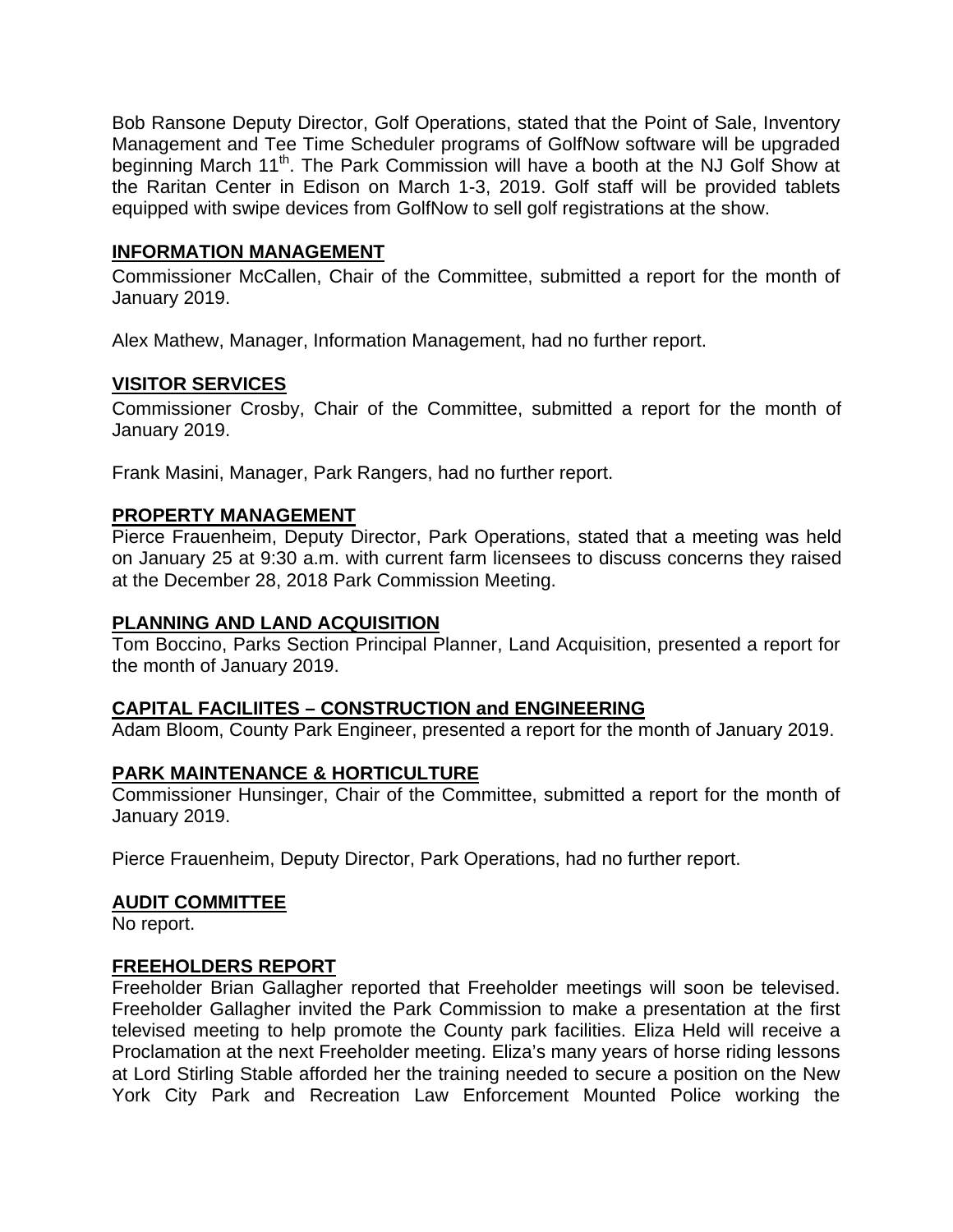Bob Ransone Deputy Director, Golf Operations, stated that the Point of Sale, Inventory Management and Tee Time Scheduler programs of GolfNow software will be upgraded beginning March 11th. The Park Commission will have a booth at the NJ Golf Show at the Raritan Center in Edison on March 1-3, 2019. Golf staff will be provided tablets equipped with swipe devices from GolfNow to sell golf registrations at the show.

## INFORMATION MANAGEMENT

Commissioner McCallen, Chair of the Committee, submitted a report for the month of January 2019.

Alex Mathew, Manager, Information Management, had no further report.

## VISITOR SERVICES

Commissioner Crosby, Chair of the Committee, submitted a report for the month of January 2019.

Frank Masini, Manager, Park Rangers, had no further report.

## PROPERTY MANAGEMENT

Pierce Frauenheim, Deputy Director, Park Operations, stated that a meeting was held on January 25 at 9:30 a.m. with current farm licensees to discuss concerns they raised at the December 28, 2018 Park Commission Meeting.

## PLANNING AND LAND ACQUISITION

Tom Boccino, Parks Section Principal Planner, Land Acquisition, presented a report for the month of January 2019.

## CAPITAL FACILIITES – CONSTRUCTION and ENGINEERING

Adam Bloom, County Park Engineer, presented a report for the month of January 2019.

## PARK MAINTENANCE & HORTICULTURE

Commissioner Hunsinger, Chair of the Committee, submitted a report for the month of January 2019.

Pierce Frauenheim, Deputy Director, Park Operations, had no further report.

## AUDIT COMMITTEE

No report.

## FREEHOLDERS REPORT

Freeholder Brian Gallagher reported that Freeholder meetings will soon be televised. Freeholder Gallagher invited the Park Commission to make a presentation at the first televised meeting to help promote the County park facilities. Eliza Held will receive a Proclamation at the next Freeholder meeting. Eliza's many years of horse riding lessons at Lord Stirling Stable afforded her the training needed to secure a position on the New York City Park and Recreation Law Enforcement Mounted Police working the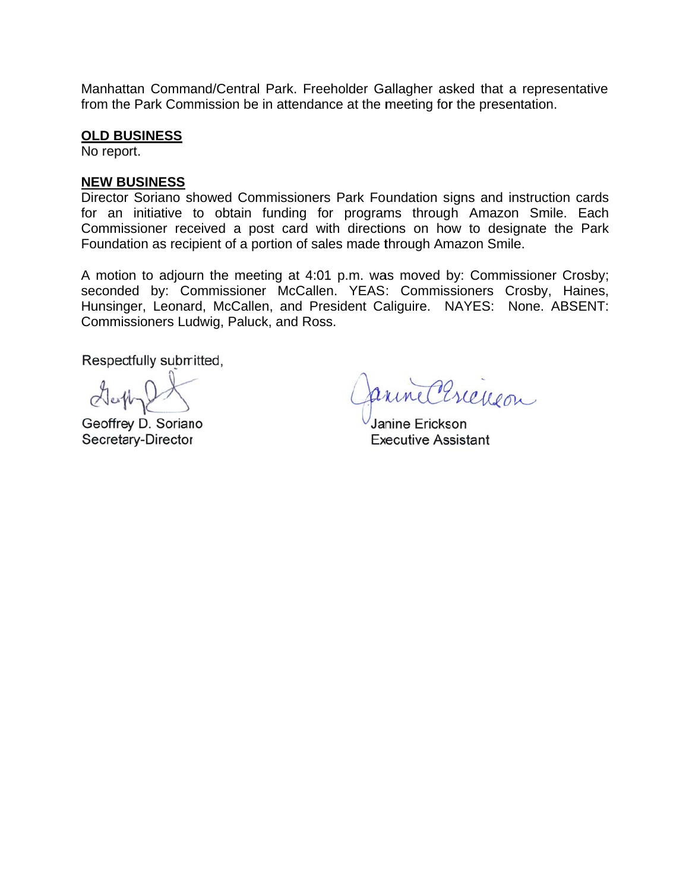Manhattan Command/Central Park. Freeholder Gallagher asked that a representative from the Park Commission be in attendance at the meeting for the presentation.

**OLD BUSINESS**

No report.

**NEW BUSINESS**

Director Soriano showed Commissioners Park Foundation signs and instruction cards for an initiative to obtain funding for programs through Amazon Smile. Each Commissioner received a post card with directions on how to designate the Park Foundation as recipient of a portion of sales made through Amazon Smile.

A motion to adjourn the meeting at 4:01 p.m. was moved by: Commissioner Crosby; seconded by: Commissioner McCallen. YEAS: Commissioners Crosby, Haines, Hunsinger, Leonard, McCallen, and President Caliguire. NAYES: None. ABSENT: Commissioners Ludwig, Paluck, and Ross.

Respectfully submitted,

Geoffrey D. Soriano
Secretary-Director

Janine Erickson
Executive Assistant